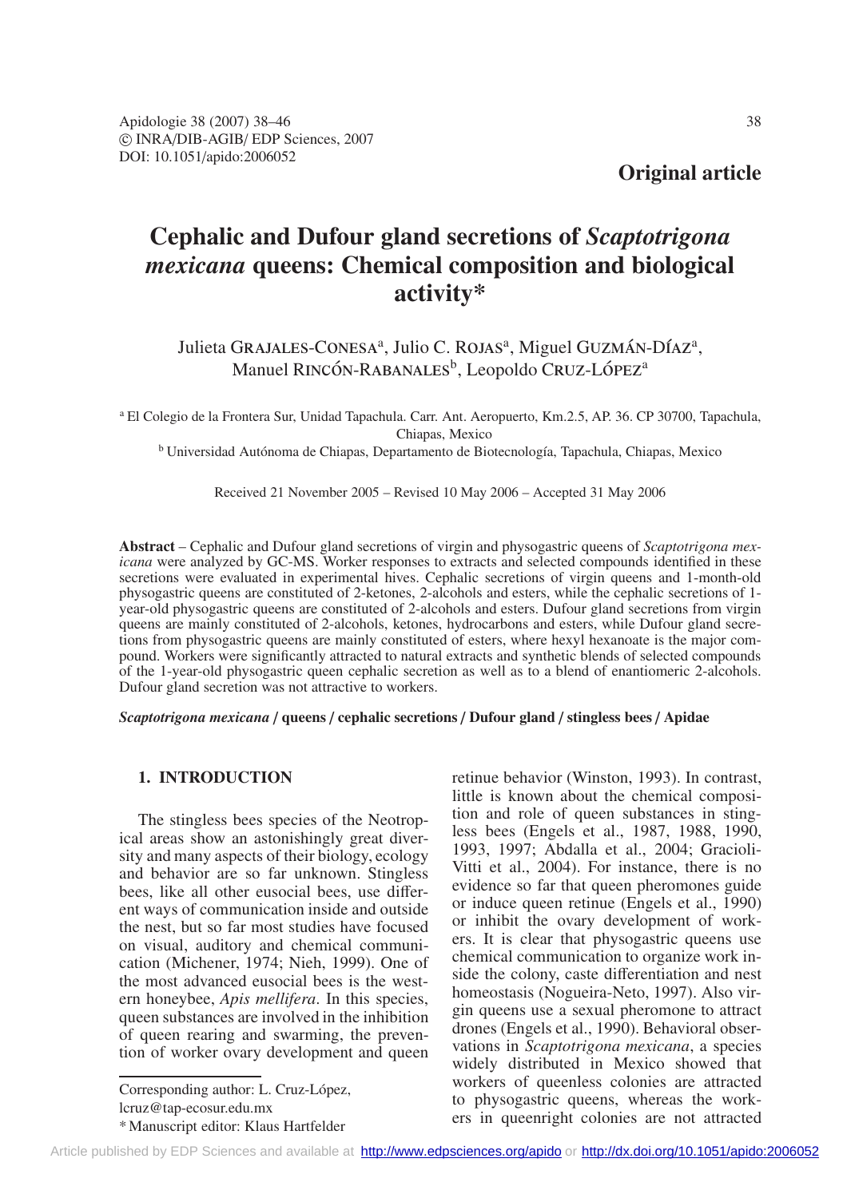Original article

# Cephalic and Dufour gland secretions of *Scaptotrigona mexicana* queens: Chemical composition and biological activity*

Julieta Grajales-Conesa[a], Julio C. Rojas[a], Miguel Guzmán-Díaz[a], Manuel Rincón-Rabanales[b], Leopoldo Cruz-López[a]

[a] El Colegio de la Frontera Sur, Unidad Tapachula. Carr. Ant. Aeropuerto, Km.2.5, AP. 36. CP 30700, Tapachula, Chiapas, Mexico

[b] Universidad Autónoma de Chiapas, Departamento de Biotecnología, Tapachula, Chiapas, Mexico

Received 21 November 2005 – Revised 10 May 2006 – Accepted 31 May 2006

**Abstract** – Cephalic and Dufour gland secretions of virgin and physogastric queens of *Scaptotrigona mexicana* were analyzed by GC-MS. Worker responses to extracts and selected compounds identified in these secretions were evaluated in experimental hives. Cephalic secretions of virgin queens and 1-month-old physogastric queens are constituted of 2-ketones, 2-alcohols and esters, while the cephalic secretions of 1-year-old physogastric queens are constituted of 2-alcohols and esters. Dufour gland secretions from virgin queens are mainly constituted of 2-alcohols, ketones, hydrocarbons and esters, while Dufour gland secretions from physogastric queens are mainly constituted of esters, where hexyl hexanoate is the major compound. Workers were significantly attracted to natural extracts and synthetic blends of selected compounds of the 1-year-old physogastric queen cephalic secretion as well as to a blend of enantiomeric 2-alcohols. Dufour gland secretion was not attractive to workers.

***Scaptotrigona mexicana* / queens / cephalic secretions / Dufour gland / stingless bees / Apidae**

## 1. INTRODUCTION

The stingless bees species of the Neotropical areas show an astonishingly great diversity and many aspects of their biology, ecology and behavior are so far unknown. Stingless bees, like all other eusocial bees, use different ways of communication inside and outside the nest, but so far most studies have focused on visual, auditory and chemical communication (Michener, 1974; Nieh, 1999). One of the most advanced eusocial bees is the western honeybee, *Apis mellifera*. In this species, queen substances are involved in the inhibition of queen rearing and swarming, the prevention of worker ovary development and queen retinue behavior (Winston, 1993). In contrast, little is known about the chemical composition and role of queen substances in stingless bees (Engels et al., 1987, 1988, 1990, 1993, 1997; Abdalla et al., 2004; Gracioli-Vitti et al., 2004). For instance, there is no evidence so far that queen pheromones guide or induce queen retinue (Engels et al., 1990) or inhibit the ovary development of workers. It is clear that physogastric queens use chemical communication to organize work inside the colony, caste differentiation and nest homeostasis (Nogueira-Neto, 1997). Also virgin queens use a sexual pheromone to attract drones (Engels et al., 1990). Behavioral observations in *Scaptotrigona mexicana*, a species widely distributed in Mexico showed that workers of queenless colonies are attracted to physogastric queens, whereas the workers in queenright colonies are not attracted

Corresponding author: L. Cruz-López, lcruz@tap-ecosur.edu.mx

\* Manuscript editor: Klaus Hartfelder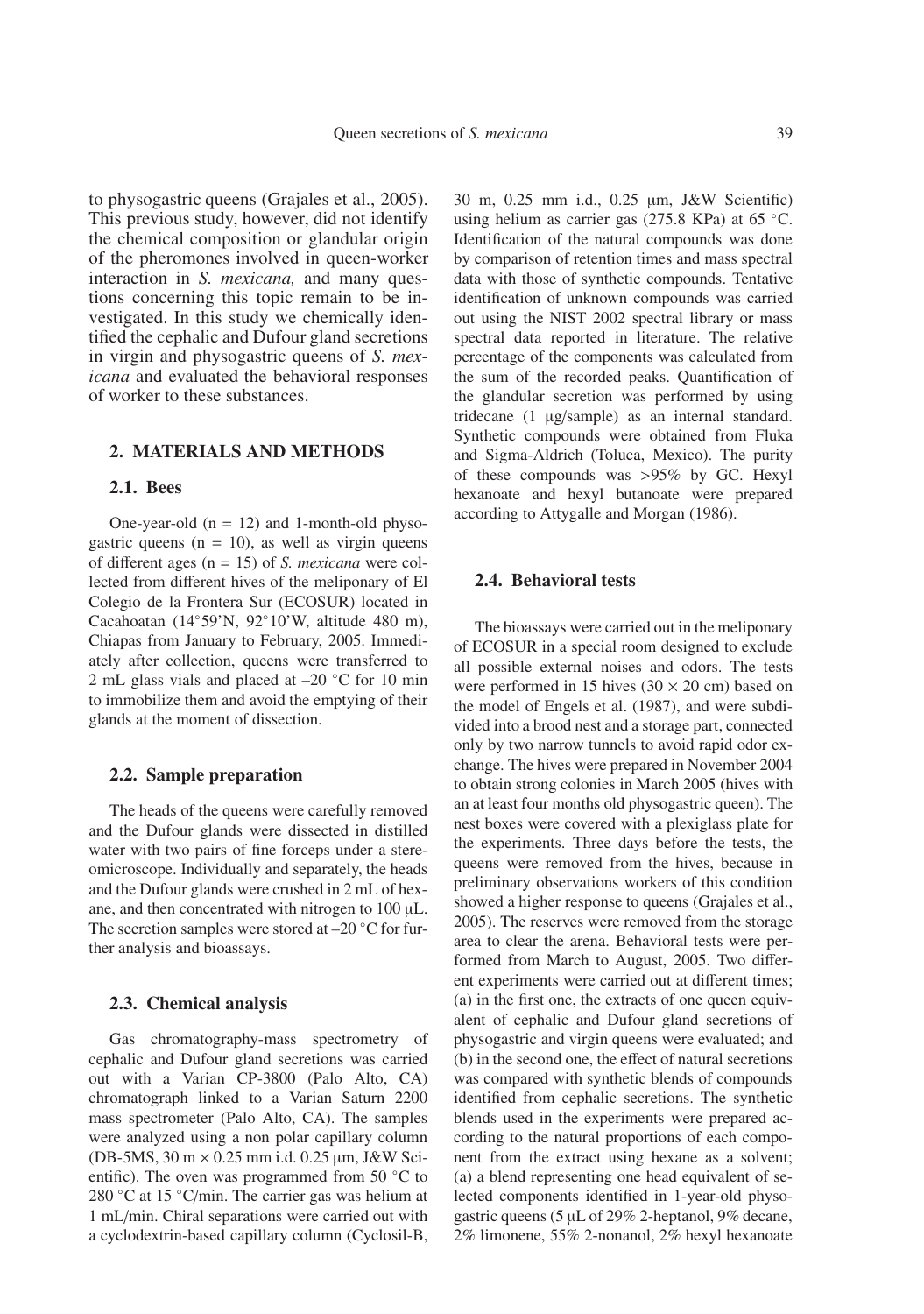to physogastric queens (Grajales et al., 2005). This previous study, however, did not identify the chemical composition or glandular origin of the pheromones involved in queen-worker interaction in *S. mexicana,* and many questions concerning this topic remain to be investigated. In this study we chemically identified the cephalic and Dufour gland secretions in virgin and physogastric queens of *S. mexicana* and evaluated the behavioral responses of worker to these substances.

## 2. MATERIALS AND METHODS

### 2.1. Bees

One-year-old (n = 12) and 1-month-old physogastric queens (n = 10), as well as virgin queens of different ages (n = 15) of *S. mexicana* were collected from different hives of the meliponary of El Colegio de la Frontera Sur (ECOSUR) located in Cacahoatan (14°59'N, 92°10'W, altitude 480 m), Chiapas from January to February, 2005. Immediately after collection, queens were transferred to 2 mL glass vials and placed at –20 °C for 10 min to immobilize them and avoid the emptying of their glands at the moment of dissection.

### 2.2. Sample preparation

The heads of the queens were carefully removed and the Dufour glands were dissected in distilled water with two pairs of fine forceps under a stereomicroscope. Individually and separately, the heads and the Dufour glands were crushed in 2 mL of hexane, and then concentrated with nitrogen to 100 μL. The secretion samples were stored at –20 °C for further analysis and bioassays.

### 2.3. Chemical analysis

Gas chromatography-mass spectrometry of cephalic and Dufour gland secretions was carried out with a Varian CP-3800 (Palo Alto, CA) chromatograph linked to a Varian Saturn 2200 mass spectrometer (Palo Alto, CA). The samples were analyzed using a non polar capillary column (DB-5MS, 30 m × 0.25 mm i.d. 0.25 μm, J&W Scientific). The oven was programmed from 50 °C to 280 °C at 15 °C/min. The carrier gas was helium at 1 mL/min. Chiral separations were carried out with a cyclodextrin-based capillary column (Cyclosil-B, 30 m, 0.25 mm i.d., 0.25 μm, J&W Scientific) using helium as carrier gas (275.8 KPa) at 65 °C. Identification of the natural compounds was done by comparison of retention times and mass spectral data with those of synthetic compounds. Tentative identification of unknown compounds was carried out using the NIST 2002 spectral library or mass spectral data reported in literature. The relative percentage of the components was calculated from the sum of the recorded peaks. Quantification of the glandular secretion was performed by using tridecane (1 μg/sample) as an internal standard. Synthetic compounds were obtained from Fluka and Sigma-Aldrich (Toluca, Mexico). The purity of these compounds was >95% by GC. Hexyl hexanoate and hexyl butanoate were prepared according to Attygalle and Morgan (1986).

### 2.4. Behavioral tests

The bioassays were carried out in the meliponary of ECOSUR in a special room designed to exclude all possible external noises and odors. The tests were performed in 15 hives (30 × 20 cm) based on the model of Engels et al. (1987), and were subdivided into a brood nest and a storage part, connected only by two narrow tunnels to avoid rapid odor exchange. The hives were prepared in November 2004 to obtain strong colonies in March 2005 (hives with an at least four months old physogastric queen). The nest boxes were covered with a plexiglass plate for the experiments. Three days before the tests, the queens were removed from the hives, because in preliminary observations workers of this condition showed a higher response to queens (Grajales et al., 2005). The reserves were removed from the storage area to clear the arena. Behavioral tests were performed from March to August, 2005. Two different experiments were carried out at different times; (a) in the first one, the extracts of one queen equivalent of cephalic and Dufour gland secretions of physogastric and virgin queens were evaluated; and (b) in the second one, the effect of natural secretions was compared with synthetic blends of compounds identified from cephalic secretions. The synthetic blends used in the experiments were prepared according to the natural proportions of each component from the extract using hexane as a solvent; (a) a blend representing one head equivalent of selected components identified in 1-year-old physogastric queens (5 μL of 29% 2-heptanol, 9% decane, 2% limonene, 55% 2-nonanol, 2% hexyl hexanoate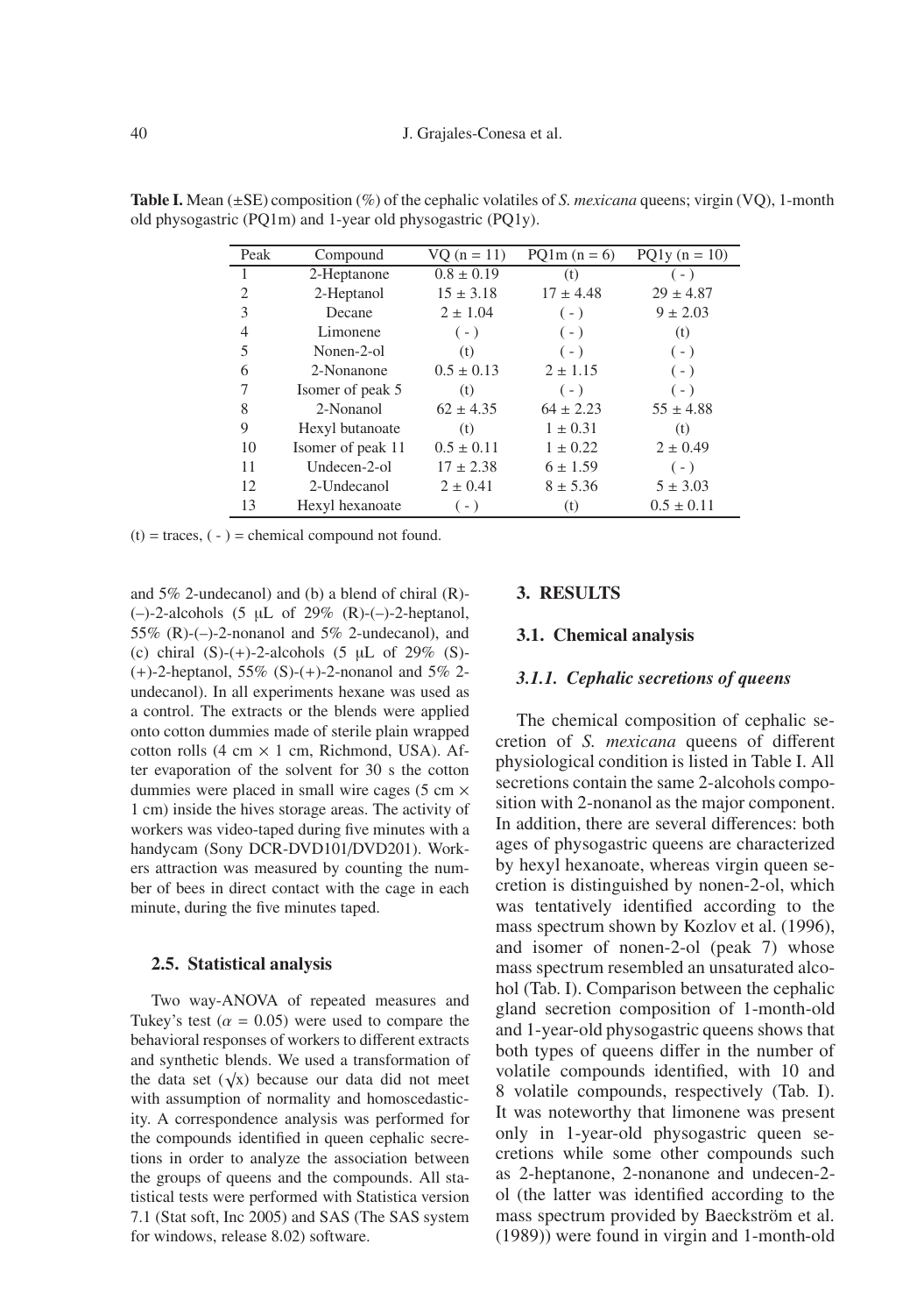**Table I.** Mean (±SE) composition (%) of the cephalic volatiles of *S. mexicana* queens; virgin (VQ), 1-month old physogastric (PQ1m) and 1-year old physogastric (PQ1y).

| Peak | Compound | VQ (n = 11) | PQ1m (n = 6) | PQ1y (n = 10) |
|---|---|---|---|---|
| 1 | 2-Heptanone | 0.8 ± 0.19 | (t) | ( - ) |
| 2 | 2-Heptanol | 15 ± 3.18 | 17 ± 4.48 | 29 ± 4.87 |
| 3 | Decane | 2 ± 1.04 | ( - ) | 9 ± 2.03 |
| 4 | Limonene | ( - ) | ( - ) | (t) |
| 5 | Nonen-2-ol | (t) | ( - ) | ( - ) |
| 6 | 2-Nonanone | 0.5 ± 0.13 | 2 ± 1.15 | ( - ) |
| 7 | Isomer of peak 5 | (t) | ( - ) | ( - ) |
| 8 | 2-Nonanol | 62 ± 4.35 | 64 ± 2.23 | 55 ± 4.88 |
| 9 | Hexyl butanoate | (t) | 1 ± 0.31 | (t) |
| 10 | Isomer of peak 11 | 0.5 ± 0.11 | 1 ± 0.22 | 2 ± 0.49 |
| 11 | Undecen-2-ol | 17 ± 2.38 | 6 ± 1.59 | ( - ) |
| 12 | 2-Undecanol | 2 ± 0.41 | 8 ± 5.36 | 5 ± 3.03 |
| 13 | Hexyl hexanoate | ( - ) | (t) | 0.5 ± 0.11 |

(t) = traces, ( - ) = chemical compound not found.

and 5% 2-undecanol) and (b) a blend of chiral (R)-(–)-2-alcohols (5 μL of 29% (R)-(–)-2-heptanol, 55% (R)-(–)-2-nonanol and 5% 2-undecanol), and (c) chiral (S)-(+)-2-alcohols (5 μL of 29% (S)-(+)-2-heptanol, 55% (S)-(+)-2-nonanol and 5% 2-undecanol). In all experiments hexane was used as a control. The extracts or the blends were applied onto cotton dummies made of sterile plain wrapped cotton rolls (4 cm × 1 cm, Richmond, USA). After evaporation of the solvent for 30 s the cotton dummies were placed in small wire cages (5 cm × 1 cm) inside the hives storage areas. The activity of workers was video-taped during five minutes with a handycam (Sony DCR-DVD101/DVD201). Workers attraction was measured by counting the number of bees in direct contact with the cage in each minute, during the five minutes taped.

### 2.5. Statistical analysis

Two way-ANOVA of repeated measures and Tukey's test ($\alpha = 0.05$) were used to compare the behavioral responses of workers to different extracts and synthetic blends. We used a transformation of the data set ($\sqrt{x}$) because our data did not meet with assumption of normality and homoscedasticity. A correspondence analysis was performed for the compounds identified in queen cephalic secretions in order to analyze the association between the groups of queens and the compounds. All statistical tests were performed with Statistica version 7.1 (Stat soft, Inc 2005) and SAS (The SAS system for windows, release 8.02) software.

## 3. RESULTS

### 3.1. Chemical analysis

#### *3.1.1. Cephalic secretions of queens*

The chemical composition of cephalic secretion of *S. mexicana* queens of different physiological condition is listed in Table I. All secretions contain the same 2-alcohols composition with 2-nonanol as the major component. In addition, there are several differences: both ages of physogastric queens are characterized by hexyl hexanoate, whereas virgin queen secretion is distinguished by nonen-2-ol, which was tentatively identified according to the mass spectrum shown by Kozlov et al. (1996), and isomer of nonen-2-ol (peak 7) whose mass spectrum resembled an unsaturated alcohol (Tab. I). Comparison between the cephalic gland secretion composition of 1-month-old and 1-year-old physogastric queens shows that both types of queens differ in the number of volatile compounds identified, with 10 and 8 volatile compounds, respectively (Tab. I). It was noteworthy that limonene was present only in 1-year-old physogastric queen secretions while some other compounds such as 2-heptanone, 2-nonanone and undecen-2-ol (the latter was identified according to the mass spectrum provided by Baeckström et al. (1989)) were found in virgin and 1-month-old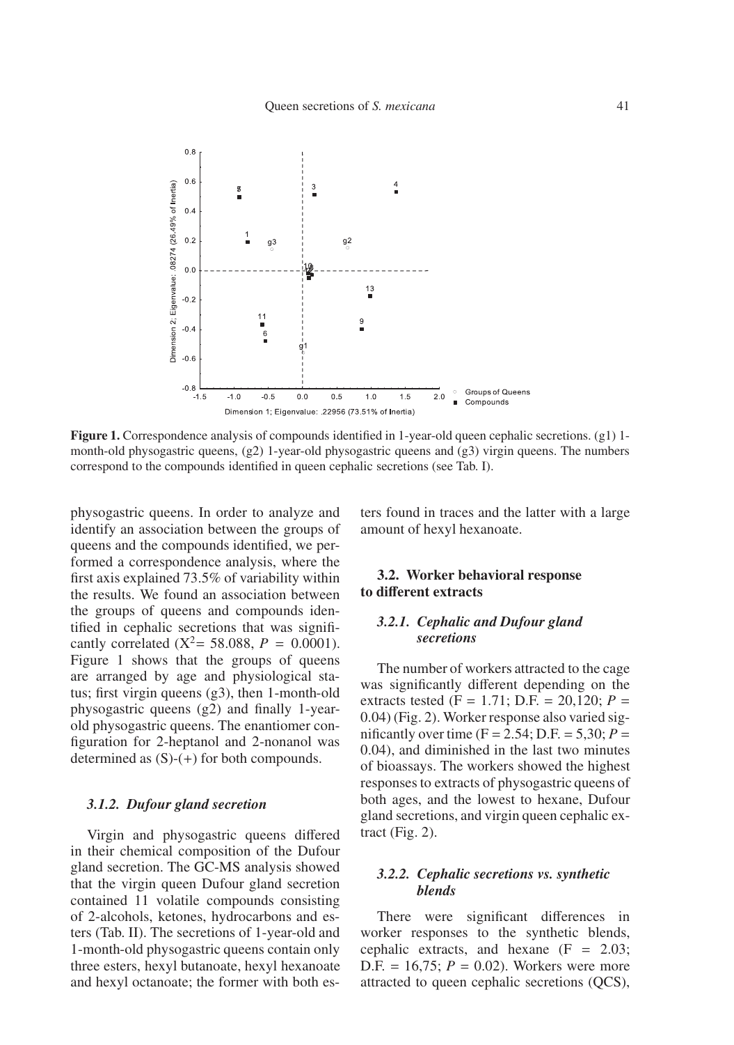**Figure 1.** Correspondence analysis of compounds identified in 1-year-old queen cephalic secretions. (g1) 1-month-old physogastric queens, (g2) 1-year-old physogastric queens and (g3) virgin queens. The numbers correspond to the compounds identified in queen cephalic secretions (see Tab. I).

physogastric queens. In order to analyze and identify an association between the groups of queens and the compounds identified, we performed a correspondence analysis, where the first axis explained 73.5% of variability within the results. We found an association between the groups of queens and compounds identified in cephalic secretions that was significantly correlated ($X^2 = 58.088$, $P = 0.0001$). Figure 1 shows that the groups of queens are arranged by age and physiological status; first virgin queens (g3), then 1-month-old physogastric queens (g2) and finally 1-year-old physogastric queens. The enantiomer configuration for 2-heptanol and 2-nonanol was determined as (S)-(+) for both compounds.

### *3.1.2. Dufour gland secretion*

Virgin and physogastric queens differed in their chemical composition of the Dufour gland secretion. The GC-MS analysis showed that the virgin queen Dufour gland secretion contained 11 volatile compounds consisting of 2-alcohols, ketones, hydrocarbons and esters (Tab. II). The secretions of 1-year-old and 1-month-old physogastric queens contain only three esters, hexyl butanoate, hexyl hexanoate and hexyl octanoate; the former with both esters found in traces and the latter with a large amount of hexyl hexanoate.

## 3.2. Worker behavioral response to different extracts

### *3.2.1. Cephalic and Dufour gland secretions*

The number of workers attracted to the cage was significantly different depending on the extracts tested ($F = 1.71$; D.F. = 20,120; $P = 0.04$) (Fig. 2). Worker response also varied significantly over time ($F = 2.54$; D.F. = 5,30; $P = 0.04$), and diminished in the last two minutes of bioassays. The workers showed the highest responses to extracts of physogastric queens of both ages, and the lowest to hexane, Dufour gland secretions, and virgin queen cephalic extract (Fig. 2).

### *3.2.2. Cephalic secretions vs. synthetic blends*

There were significant differences in worker responses to the synthetic blends, cephalic extracts, and hexane ($F = 2.03$; D.F. = 16,75; $P = 0.02$). Workers were more attracted to queen cephalic secretions (QCS),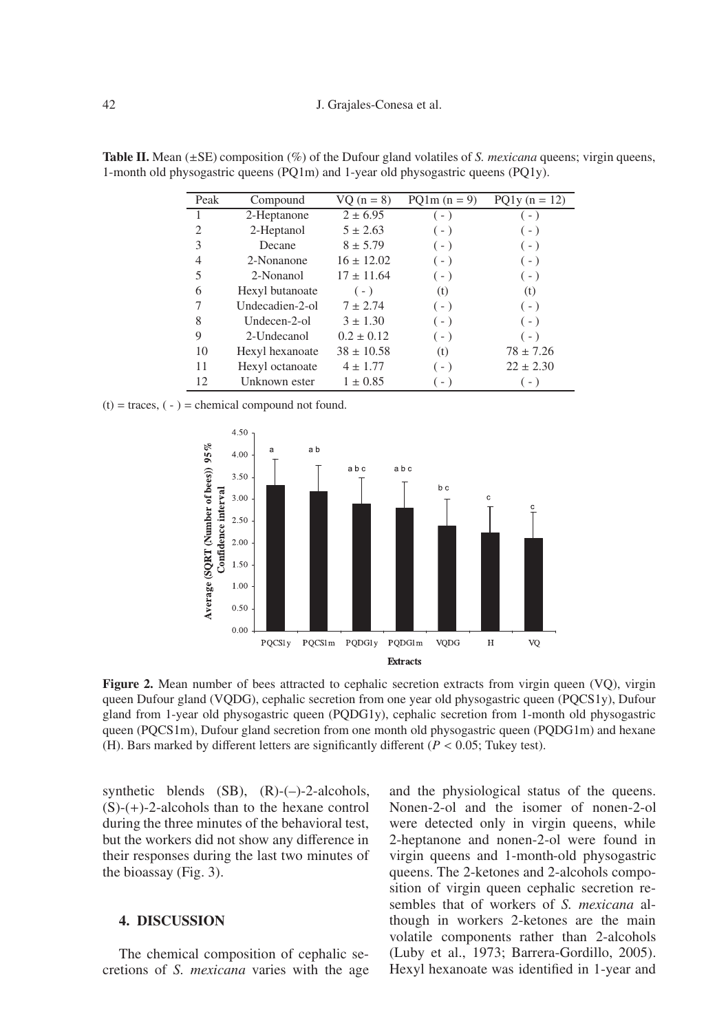**Table II.** Mean (±SE) composition (%) of the Dufour gland volatiles of *S. mexicana* queens; virgin queens, 1-month old physogastric queens (PQ1m) and 1-year old physogastric queens (PQ1y).

| Peak | Compound | VQ (n = 8) | PQ1m (n = 9) | PQ1y (n = 12) |
|---|---|---|---|---|
| 1 | 2-Heptanone | 2 ± 6.95 | ( - ) | ( - ) |
| 2 | 2-Heptanol | 5 ± 2.63 | ( - ) | ( - ) |
| 3 | Decane | 8 ± 5.79 | ( - ) | ( - ) |
| 4 | 2-Nonanone | 16 ± 12.02 | ( - ) | ( - ) |
| 5 | 2-Nonanol | 17 ± 11.64 | ( - ) | ( - ) |
| 6 | Hexyl butanoate | ( - ) | (t) | (t) |
| 7 | Undecadien-2-ol | 7 ± 2.74 | ( - ) | ( - ) |
| 8 | Undecen-2-ol | 3 ± 1.30 | ( - ) | ( - ) |
| 9 | 2-Undecanol | 0.2 ± 0.12 | ( - ) | ( - ) |
| 10 | Hexyl hexanoate | 38 ± 10.58 | (t) | 78 ± 7.26 |
| 11 | Hexyl octanoate | 4 ± 1.77 | ( - ) | 22 ± 2.30 |
| 12 | Unknown ester | 1 ± 0.85 | ( - ) | ( - ) |

(t) = traces, ( - ) = chemical compound not found.

**Figure 2.** Mean number of bees attracted to cephalic secretion extracts from virgin queen (VQ), virgin queen Dufour gland (VQDG), cephalic secretion from one year old physogastric queen (PQCS1y), Dufour gland from 1-year old physogastric queen (PQDG1y), cephalic secretion from 1-month old physogastric queen (PQCS1m), Dufour gland secretion from one month old physogastric queen (PQDG1m) and hexane (H). Bars marked by different letters are significantly different ($P < 0.05$; Tukey test).

synthetic blends (SB), (R)-(–)-2-alcohols, (S)-(+)-2-alcohols than to the hexane control during the three minutes of the behavioral test, but the workers did not show any difference in their responses during the last two minutes of the bioassay (Fig. 3).

## 4. DISCUSSION

The chemical composition of cephalic secretions of *S. mexicana* varies with the age and the physiological status of the queens. Nonen-2-ol and the isomer of nonen-2-ol were detected only in virgin queens, while 2-heptanone and nonen-2-ol were found in virgin queens and 1-month-old physogastric queens. The 2-ketones and 2-alcohols composition of virgin queen cephalic secretion resembles that of workers of *S. mexicana* although in workers 2-ketones are the main volatile components rather than 2-alcohols (Luby et al., 1973; Barrera-Gordillo, 2005). Hexyl hexanoate was identified in 1-year and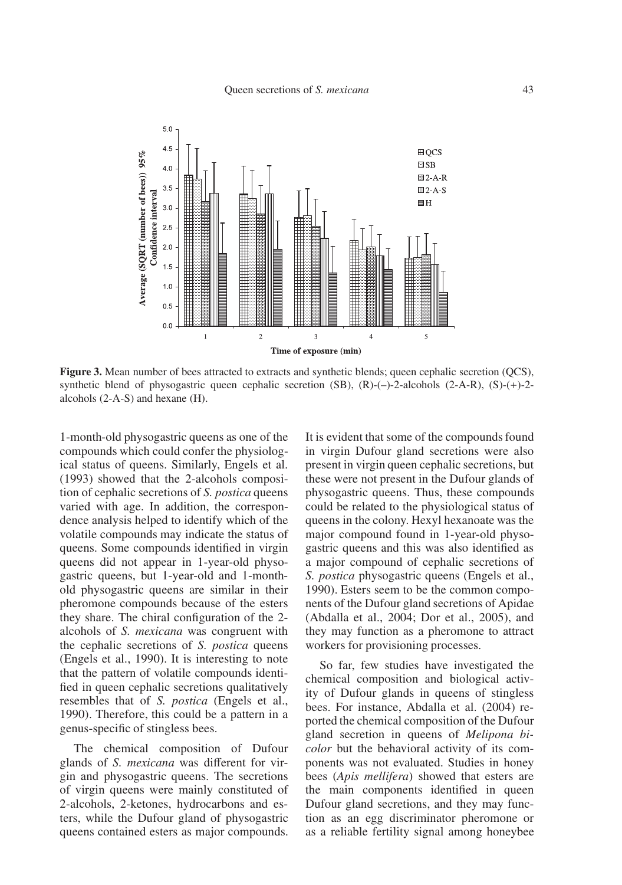**Figure 3.** Mean number of bees attracted to extracts and synthetic blends; queen cephalic secretion (QCS), synthetic blend of physogastric queen cephalic secretion (SB), (R)-(–)-2-alcohols (2-A-R), (S)-(+)-2-alcohols (2-A-S) and hexane (H).

1-month-old physogastric queens as one of the compounds which could confer the physiological status of queens. Similarly, Engels et al. (1993) showed that the 2-alcohols composition of cephalic secretions of *S. postica* queens varied with age. In addition, the correspondence analysis helped to identify which of the volatile compounds may indicate the status of queens. Some compounds identified in virgin queens did not appear in 1-year-old physogastric queens, but 1-year-old and 1-month-old physogastric queens are similar in their pheromone compounds because of the esters they share. The chiral configuration of the 2-alcohols of *S. mexicana* was congruent with the cephalic secretions of *S. postica* queens (Engels et al., 1990). It is interesting to note that the pattern of volatile compounds identified in queen cephalic secretions qualitatively resembles that of *S. postica* (Engels et al., 1990). Therefore, this could be a pattern in a genus-specific of stingless bees.

The chemical composition of Dufour glands of *S. mexicana* was different for virgin and physogastric queens. The secretions of virgin queens were mainly constituted of 2-alcohols, 2-ketones, hydrocarbons and esters, while the Dufour gland of physogastric queens contained esters as major compounds. It is evident that some of the compounds found in virgin Dufour gland secretions were also present in virgin queen cephalic secretions, but these were not present in the Dufour glands of physogastric queens. Thus, these compounds could be related to the physiological status of queens in the colony. Hexyl hexanoate was the major compound found in 1-year-old physogastric queens and this was also identified as a major compound of cephalic secretions of *S. postica* physogastric queens (Engels et al., 1990). Esters seem to be the common components of the Dufour gland secretions of Apidae (Abdalla et al., 2004; Dor et al., 2005), and they may function as a pheromone to attract workers for provisioning processes.

So far, few studies have investigated the chemical composition and biological activity of Dufour glands in queens of stingless bees. For instance, Abdalla et al. (2004) reported the chemical composition of the Dufour gland secretion in queens of *Melipona bicolor* but the behavioral activity of its components was not evaluated. Studies in honey bees (*Apis mellifera*) showed that esters are the main components identified in queen Dufour gland secretions, and they may function as an egg discriminator pheromone or as a reliable fertility signal among honeybee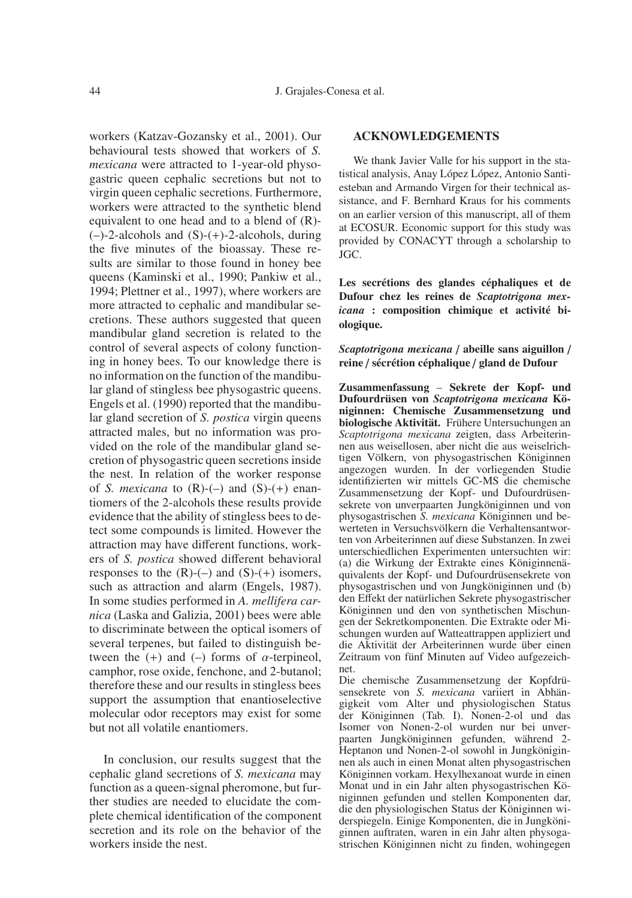workers (Katzav-Gozansky et al., 2001). Our behavioural tests showed that workers of *S. mexicana* were attracted to 1-year-old physogastric queen cephalic secretions but not to virgin queen cephalic secretions. Furthermore, workers were attracted to the synthetic blend equivalent to one head and to a blend of (R)-(–)-2-alcohols and (S)-(+)-2-alcohols, during the five minutes of the bioassay. These results are similar to those found in honey bee queens (Kaminski et al., 1990; Pankiw et al., 1994; Plettner et al., 1997), where workers are more attracted to cephalic and mandibular secretions. These authors suggested that queen mandibular gland secretion is related to the control of several aspects of colony functioning in honey bees. To our knowledge there is no information on the function of the mandibular gland of stingless bee physogastric queens. Engels et al. (1990) reported that the mandibular gland secretion of *S. postica* virgin queens attracted males, but no information was provided on the role of the mandibular gland secretion of physogastric queen secretions inside the nest. In relation of the worker response of *S. mexicana* to (R)-(–) and (S)-(+) enantiomers of the 2-alcohols these results provide evidence that the ability of stingless bees to detect some compounds is limited. However the attraction may have different functions, workers of *S. postica* showed different behavioral responses to the (R)-(–) and (S)-(+) isomers, such as attraction and alarm (Engels, 1987). In some studies performed in *A. mellifera carnica* (Laska and Galizia, 2001) bees were able to discriminate between the optical isomers of several terpenes, but failed to distinguish between the (+) and (–) forms of $\alpha$-terpineol, camphor, rose oxide, fenchone, and 2-butanol; therefore these and our results in stingless bees support the assumption that enantioselective molecular odor receptors may exist for some but not all volatile enantiomers.

In conclusion, our results suggest that the cephalic gland secretions of *S. mexicana* may function as a queen-signal pheromone, but further studies are needed to elucidate the complete chemical identification of the component secretion and its role on the behavior of the workers inside the nest.

## ACKNOWLEDGEMENTS

We thank Javier Valle for his support in the statistical analysis, Anay López López, Antonio Santiesteban and Armando Virgen for their technical assistance, and F. Bernhard Kraus for his comments on an earlier version of this manuscript, all of them at ECOSUR. Economic support for this study was provided by CONACYT through a scholarship to JGC.

**Les secrétions des glandes céphaliques et de Dufour chez les reines de *Scaptotrigona mexicana* : composition chimique et activité biologique.**

***Scaptotrigona mexicana* / abeille sans aiguillon / reine / sécrétion céphalique / gland de Dufour**

**Zusammenfassung** – **Sekrete der Kopf- und Dufourdrüsen von *Scaptotrigona mexicana* Königinnen: Chemische Zusammensetzung und biologische Aktivität.** Frühere Untersuchungen an *Scaptotrigona mexicana* zeigten, dass Arbeiterinnen aus weisellosen, aber nicht die aus weiselrichtigen Völkern, von physogastrischen Königinnen angezogen wurden. In der vorliegenden Studie identifizierten wir mittels GC-MS die chemische Zusammensetzung der Kopf- und Dufourdrüsensekrete von unverpaarten Jungköniginnen und von physogastrischen *S. mexicana* Königinnen und bewerteten in Versuchsvölkern die Verhaltensantworten von Arbeiterinnen auf diese Substanzen. In zwei unterschiedlichen Experimenten untersuchten wir: (a) die Wirkung der Extrakte eines Königinnenäquivalents der Kopf- und Dufourdrüsensekrete von physogastrischen und von Jungköniginnen und (b) den Effekt der natürlichen Sekrete physogastrischer Königinnen und den von synthetischen Mischungen der Sekretkomponenten. Die Extrakte oder Mischungen wurden auf Watteattrappen appliziert und die Aktivität der Arbeiterinnen wurde über einen Zeitraum von fünf Minuten auf Video aufgezeichnet.

Die chemische Zusammensetzung der Kopfdrüsensekrete von *S. mexicana* variiert in Abhängigkeit vom Alter und physiologischen Status der Königinnen (Tab. I). Nonen-2-ol und das Isomer von Nonen-2-ol wurden nur bei unverpaarten Jungköniginnen gefunden, während 2-Heptanon und Nonen-2-ol sowohl in Jungköniginnen als auch in einen Monat alten physogastrischen Königinnen vorkam. Hexylhexanoat wurde in einen Monat und in ein Jahr alten physogastrischen Königinnen gefunden und stellen Komponenten dar, die den physiologischen Status der Königinnen widerspiegeln. Einige Komponenten, die in Jungköniginnen auftraten, waren in ein Jahr alten physogastrischen Königinnen nicht zu finden, wohingegen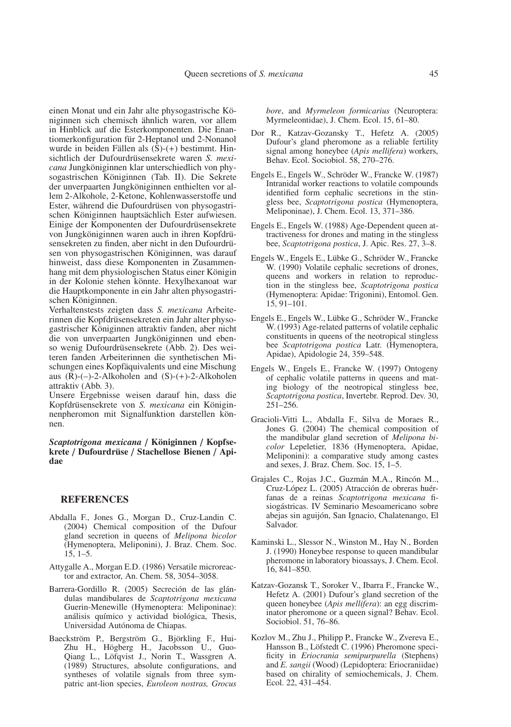einen Monat und ein Jahr alte physogastrische Königinnen sich chemisch ähnlich waren, vor allem in Hinblick auf die Esterkomponenten. Die Enantiomerkonfiguration für 2-Heptanol und 2-Nonanol wurde in beiden Fällen als (S)-(+) bestimmt. Hinsichtlich der Dufourdrüsensekrete waren *S. mexicana* Jungköniginnen klar unterschiedlich von physogastrischen Königinnen (Tab. II). Die Sekrete der unverpaarten Jungköniginnen enthielten vor allem 2-Alkohole, 2-Ketone, Kohlenwasserstoffe und Ester, während die Dufourdrüsen von physogastrischen Königinnen hauptsächlich Ester aufwiesen. Einige der Komponenten der Dufourdrüsensekrete von Jungköniginnen waren auch in ihren Kopfdrüsensekreten zu finden, aber nicht in den Dufourdrüsen von physogastrischen Königinnen, was darauf hinweist, dass diese Komponenten in Zusammenhang mit dem physiologischen Status einer Königin in der Kolonie stehen könnte. Hexylhexanoat war die Hauptkomponente in ein Jahr alten physogastrischen Königinnen.

Verhaltenstests zeigten dass *S. mexicana* Arbeiterinnen die Kopfdrüsensekreten ein Jahr alter physogastrischer Königinnen attraktiv fanden, aber nicht die von unverpaarten Jungköniginnen und ebenso wenig Dufourdrüsensekrete (Abb. 2). Des weiteren fanden Arbeiterinnen die synthetischen Mischungen eines Kopfäquivalents und eine Mischung aus (R)-(–)-2-Alkoholen and (S)-(+)-2-Alkoholen attraktiv (Abb. 3).

Unsere Ergebnisse weisen darauf hin, dass die Kopfdrüsensekrete von *S. mexicana* ein Königinnenpheromon mit Signalfunktion darstellen können.

***Scaptotrigona mexicana* / Königinnen / Kopfsekrete / Dufourdrüse / Stachellose Bienen / Apidae**

## REFERENCES

Abdalla F., Jones G., Morgan D., Cruz-Landin C. (2004) Chemical composition of the Dufour gland secretion in queens of *Melipona bicolor* (Hymenoptera, Meliponini), J. Braz. Chem. Soc. 15, 1–5.

Attygalle A., Morgan E.D. (1986) Versatile microreactor and extractor, An. Chem. 58, 3054–3058.

Barrera-Gordillo R. (2005) Secreción de las glándulas mandibulares de *Scaptotrigona mexicana* Guerin-Menewille (Hymenoptera: Meliponinae): análisis químico y actividad biológica, Thesis, Universidad Autónoma de Chiapas.

Baeckström P., Bergström G., Björkling F., Hui-Zhu H., Högberg H., Jacobsson U., Guo-Qiang L., Löfqvist J., Norin T., Wassgren A. (1989) Structures, absolute configurations, and syntheses of volatile signals from three sympatric ant-lion species, *Euroleon nostras, Grocus bore*, and *Myrmeleon formicarius* (Neuroptera: Myrmeleontidae), J. Chem. Ecol. 15, 61–80.

Dor R., Katzav-Gozansky T., Hefetz A. (2005) Dufour's gland pheromone as a reliable fertility signal among honeybee (*Apis mellifera*) workers, Behav. Ecol. Sociobiol. 58, 270–276.

Engels E., Engels W., Schröder W., Francke W. (1987) Intranidal worker reactions to volatile compounds identified form cephalic secretions in the stingless bee, *Scaptotrigona postica* (Hymenoptera, Meliponinae), J. Chem. Ecol. 13, 371–386.

Engels E., Engels W. (1988) Age-Dependent queen attractiveness for drones and mating in the stingless bee, *Scaptotrigona postica*, J. Apic. Res. 27, 3–8.

Engels W., Engels E., Lübke G., Schröder W., Francke W. (1990) Volatile cephalic secretions of drones, queens and workers in relation to reproduction in the stingless bee, *Scaptotrigona postica* (Hymenoptera: Apidae: Trigonini), Entomol. Gen. 15, 91–101.

Engels E., Engels W., Lübke G., Schröder W., Francke W. (1993) Age-related patterns of volatile cephalic constituents in queens of the neotropical stingless bee *Scaptotrigona postica* Latr. (Hymenoptera, Apidae), Apidologie 24, 359–548.

Engels W., Engels E., Francke W. (1997) Ontogeny of cephalic volatile patterns in queens and mating biology of the neotropical stingless bee, *Scaptotrigona postica*, Invertebr. Reprod. Dev. 30, 251–256.

Gracioli-Vitti L., Abdalla F., Silva de Moraes R., Jones G. (2004) The chemical composition of the mandibular gland secretion of *Melipona bicolor* Lepeletier, 1836 (Hymenoptera, Apidae, Meliponini): a comparative study among castes and sexes, J. Braz. Chem. Soc. 15, 1–5.

Grajales C., Rojas J.C., Guzmán M.A., Rincón M.., Cruz-López L. (2005) Atracción de obreras huérfanas de a reinas *Scaptotrigona mexicana* fisiogástricas. IV Seminario Mesoamericano sobre abejas sin aguijón, San Ignacio, Chalatenango, El Salvador.

Kaminski L., Slessor N., Winston M., Hay N., Borden J. (1990) Honeybee response to queen mandibular pheromone in laboratory bioassays, J. Chem. Ecol. 16, 841–850.

Katzav-Gozansk T., Soroker V., Ibarra F., Francke W., Hefetz A. (2001) Dufour's gland secretion of the queen honeybee (*Apis mellifera*): an egg discriminator pheromone or a queen signal? Behav. Ecol. Sociobiol. 51, 76–86.

Kozlov M., Zhu J., Philipp P., Francke W., Zvereva E., Hansson B., Löfstedt C. (1996) Pheromone specificity in *Eriocrania semipurpurella* (Stephens) and *E. sangii* (Wood) (Lepidoptera: Eriocraniidae) based on chirality of semiochemicals, J. Chem. Ecol. 22, 431–454.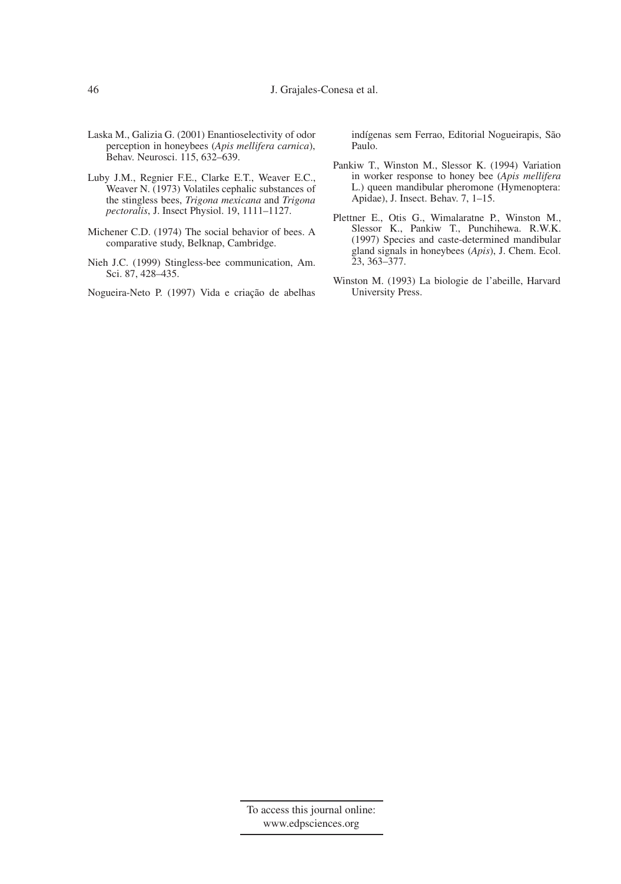Laska M., Galizia G. (2001) Enantioselectivity of odor perception in honeybees (*Apis mellifera carnica*), Behav. Neurosci. 115, 632–639.

Luby J.M., Regnier F.E., Clarke E.T., Weaver E.C., Weaver N. (1973) Volatiles cephalic substances of the stingless bees, *Trigona mexicana* and *Trigona pectoralis*, J. Insect Physiol. 19, 1111–1127.

Michener C.D. (1974) The social behavior of bees. A comparative study, Belknap, Cambridge.

Nieh J.C. (1999) Stingless-bee communication, Am. Sci. 87, 428–435.

Nogueira-Neto P. (1997) Vida e criação de abelhas indígenas sem Ferrao, Editorial Nogueirapis, São Paulo.

Pankiw T., Winston M., Slessor K. (1994) Variation in worker response to honey bee (*Apis mellifera* L.) queen mandibular pheromone (Hymenoptera: Apidae), J. Insect. Behav. 7, 1–15.

Plettner E., Otis G., Wimalaratne P., Winston M., Slessor K., Pankiw T., Punchihewa. R.W.K. (1997) Species and caste-determined mandibular gland signals in honeybees (*Apis*), J. Chem. Ecol. 23, 363–377.

Winston M. (1993) La biologie de l'abeille, Harvard University Press.

To access this journal online:
www.edpsciences.org